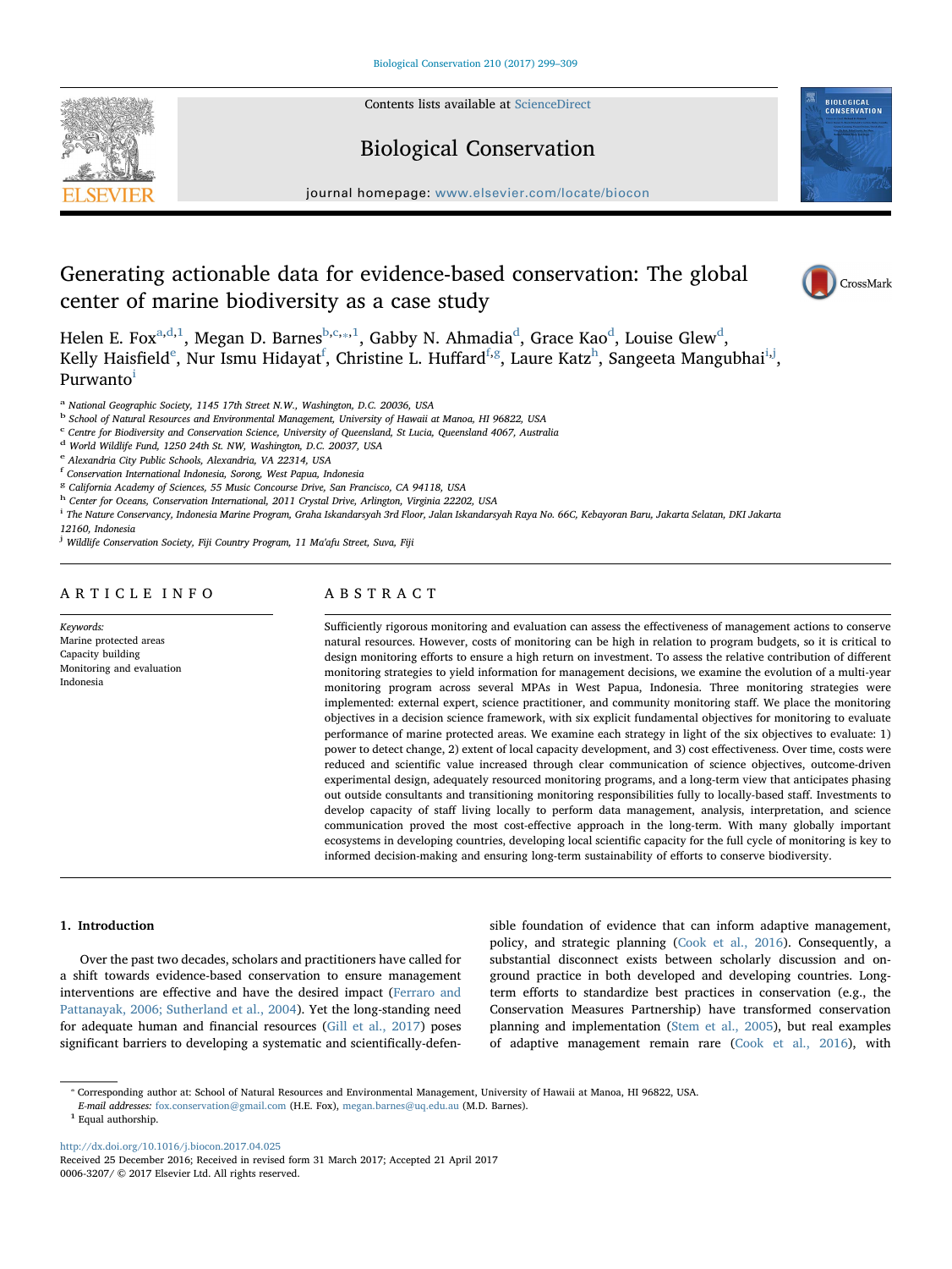# Generating actionable data for evidence-based conservation: The global center of marine biodiversity as a case study

Helen E. Fox[a,d,1], Megan D. Barnes[b,c,*,1], Gabby N. Ahmadia[d], Grace Kao[d], Louise Glew[d], Kelly Haisfield[e], Nur Ismu Hidayat[f], Christine L. Huffard[f,g], Laure Katz[h], Sangeeta Mangubhai[i,j], Purwanto[i]

[a] National Geographic Society, 1145 17th Street N.W., Washington, D.C. 20036, USA
[b] School of Natural Resources and Environmental Management, University of Hawaii at Manoa, HI 96822, USA
[c] Centre for Biodiversity and Conservation Science, University of Queensland, St Lucia, Queensland 4067, Australia
[d] World Wildlife Fund, 1250 24th St. NW, Washington, D.C. 20037, USA
[e] Alexandria City Public Schools, Alexandria, VA 22314, USA
[f] Conservation International Indonesia, Sorong, West Papua, Indonesia
[g] California Academy of Sciences, 55 Music Concourse Drive, San Francisco, CA 94118, USA
[h] Center for Oceans, Conservation International, 2011 Crystal Drive, Arlington, Virginia 22202, USA
[i] The Nature Conservancy, Indonesia Marine Program, Graha Iskandarsyah 3rd Floor, Jalan Iskandarsyah Raya No. 66C, Kebayoran Baru, Jakarta Selatan, DKI Jakarta 12160, Indonesia
[j] Wildlife Conservation Society, Fiji Country Program, 11 Ma'afu Street, Suva, Fiji

## ARTICLE INFO

*Keywords:*
Marine protected areas
Capacity building
Monitoring and evaluation
Indonesia

## ABSTRACT

Sufficiently rigorous monitoring and evaluation can assess the effectiveness of management actions to conserve natural resources. However, costs of monitoring can be high in relation to program budgets, so it is critical to design monitoring efforts to ensure a high return on investment. To assess the relative contribution of different monitoring strategies to yield information for management decisions, we examine the evolution of a multi-year monitoring program across several MPAs in West Papua, Indonesia. Three monitoring strategies were implemented: external expert, science practitioner, and community monitoring staff. We place the monitoring objectives in a decision science framework, with six explicit fundamental objectives for monitoring to evaluate performance of marine protected areas. We examine each strategy in light of the six objectives to evaluate: 1) power to detect change, 2) extent of local capacity development, and 3) cost effectiveness. Over time, costs were reduced and scientific value increased through clear communication of science objectives, outcome-driven experimental design, adequately resourced monitoring programs, and a long-term view that anticipates phasing out outside consultants and transitioning monitoring responsibilities fully to locally-based staff. Investments to develop capacity of staff living locally to perform data management, analysis, interpretation, and science communication proved the most cost-effective approach in the long-term. With many globally important ecosystems in developing countries, developing local scientific capacity for the full cycle of monitoring is key to informed decision-making and ensuring long-term sustainability of efforts to conserve biodiversity.

## 1. Introduction

Over the past two decades, scholars and practitioners have called for a shift towards evidence-based conservation to ensure management interventions are effective and have the desired impact (Ferraro and Pattanayak, 2006; Sutherland et al., 2004). Yet the long-standing need for adequate human and financial resources (Gill et al., 2017) poses significant barriers to developing a systematic and scientifically-defensible foundation of evidence that can inform adaptive management, policy, and strategic planning (Cook et al., 2016). Consequently, a substantial disconnect exists between scholarly discussion and on-ground practice in both developed and developing countries. Long-term efforts to standardize best practices in conservation (e.g., the Conservation Measures Partnership) have transformed conservation planning and implementation (Stem et al., 2005), but real examples of adaptive management remain rare (Cook et al., 2016), with

* Corresponding author at: School of Natural Resources and Environmental Management, University of Hawaii at Manoa, HI 96822, USA.
*E-mail addresses:* fox.conservation@gmail.com (H.E. Fox), megan.barnes@uq.edu.au (M.D. Barnes).
[1] Equal authorship.

http://dx.doi.org/10.1016/j.biocon.2017.04.025
Received 25 December 2016; Received in revised form 31 March 2017; Accepted 21 April 2017
0006-3207/ © 2017 Elsevier Ltd. All rights reserved.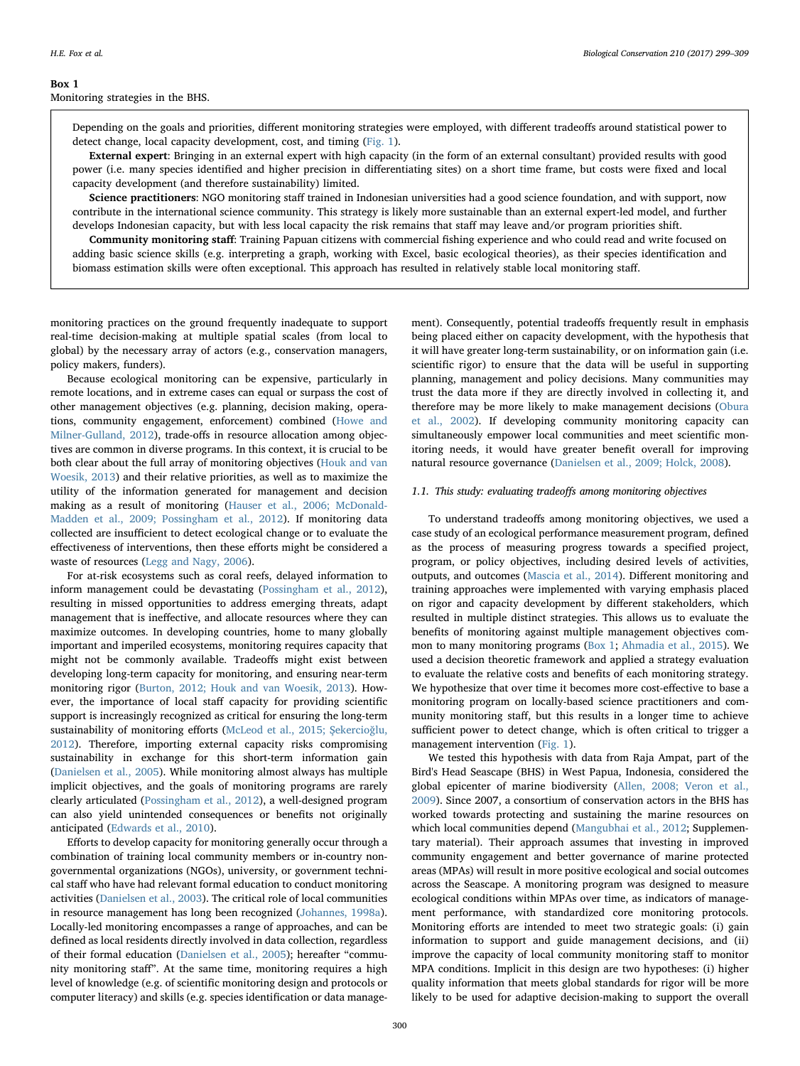**Box 1**
Monitoring strategies in the BHS.

> Depending on the goals and priorities, different monitoring strategies were employed, with different tradeoffs around statistical power to detect change, local capacity development, cost, and timing (Fig. 1).
>
> **External expert**: Bringing in an external expert with high capacity (in the form of an external consultant) provided results with good power (i.e. many species identified and higher precision in differentiating sites) on a short time frame, but costs were fixed and local capacity development (and therefore sustainability) limited.
>
> **Science practitioners**: NGO monitoring staff trained in Indonesian universities had a good science foundation, and with support, now contribute in the international science community. This strategy is likely more sustainable than an external expert-led model, and further develops Indonesian capacity, but with less local capacity the risk remains that staff may leave and/or program priorities shift.
>
> **Community monitoring staff**: Training Papuan citizens with commercial fishing experience and who could read and write focused on adding basic science skills (e.g. interpreting a graph, working with Excel, basic ecological theories), as their species identification and biomass estimation skills were often exceptional. This approach has resulted in relatively stable local monitoring staff.

monitoring practices on the ground frequently inadequate to support real-time decision-making at multiple spatial scales (from local to global) by the necessary array of actors (e.g., conservation managers, policy makers, funders).

Because ecological monitoring can be expensive, particularly in remote locations, and in extreme cases can equal or surpass the cost of other management objectives (e.g. planning, decision making, operations, community engagement, enforcement) combined (Howe and Milner-Gulland, 2012), trade-offs in resource allocation among objectives are common in diverse programs. In this context, it is crucial to be both clear about the full array of monitoring objectives (Houk and van Woesik, 2013) and their relative priorities, as well as to maximize the utility of the information generated for management and decision making as a result of monitoring (Hauser et al., 2006; McDonald-Madden et al., 2009; Possingham et al., 2012). If monitoring data collected are insufficient to detect ecological change or to evaluate the effectiveness of interventions, then these efforts might be considered a waste of resources (Legg and Nagy, 2006).

For at-risk ecosystems such as coral reefs, delayed information to inform management could be devastating (Possingham et al., 2012), resulting in missed opportunities to address emerging threats, adapt management that is ineffective, and allocate resources where they can maximize outcomes. In developing countries, home to many globally important and imperiled ecosystems, monitoring requires capacity that might not be commonly available. Tradeoffs might exist between developing long-term capacity for monitoring, and ensuring near-term monitoring rigor (Burton, 2012; Houk and van Woesik, 2013). However, the importance of local staff capacity for providing scientific support is increasingly recognized as critical for ensuring the long-term sustainability of monitoring efforts (McLeod et al., 2015; Şekercioğlu, 2012). Therefore, importing external capacity risks compromising sustainability in exchange for this short-term information gain (Danielsen et al., 2005). While monitoring almost always has multiple implicit objectives, and the goals of monitoring programs are rarely clearly articulated (Possingham et al., 2012), a well-designed program can also yield unintended consequences or benefits not originally anticipated (Edwards et al., 2010).

Efforts to develop capacity for monitoring generally occur through a combination of training local community members or in-country non-governmental organizations (NGOs), university, or government technical staff who have had relevant formal education to conduct monitoring activities (Danielsen et al., 2003). The critical role of local communities in resource management has long been recognized (Johannes, 1998a). Locally-led monitoring encompasses a range of approaches, and can be defined as local residents directly involved in data collection, regardless of their formal education (Danielsen et al., 2005); hereafter "community monitoring staff". At the same time, monitoring requires a high level of knowledge (e.g. of scientific monitoring design and protocols or computer literacy) and skills (e.g. species identification or data management). Consequently, potential tradeoffs frequently result in emphasis being placed either on capacity development, with the hypothesis that it will have greater long-term sustainability, or on information gain (i.e. scientific rigor) to ensure that the data will be useful in supporting planning, management and policy decisions. Many communities may trust the data more if they are directly involved in collecting it, and therefore may be more likely to make management decisions (Obura et al., 2002). If developing community monitoring capacity can simultaneously empower local communities and meet scientific monitoring needs, it would have greater benefit overall for improving natural resource governance (Danielsen et al., 2009; Holck, 2008).

### 1.1. This study: evaluating tradeoffs among monitoring objectives

To understand tradeoffs among monitoring objectives, we used a case study of an ecological performance measurement program, defined as the process of measuring progress towards a specified project, program, or policy objectives, including desired levels of activities, outputs, and outcomes (Mascia et al., 2014). Different monitoring and training approaches were implemented with varying emphasis placed on rigor and capacity development by different stakeholders, which resulted in multiple distinct strategies. This allows us to evaluate the benefits of monitoring against multiple management objectives common to many monitoring programs (Box 1; Ahmadia et al., 2015). We used a decision theoretic framework and applied a strategy evaluation to evaluate the relative costs and benefits of each monitoring strategy. We hypothesize that over time it becomes more cost-effective to base a monitoring program on locally-based science practitioners and community monitoring staff, but this results in a longer time to achieve sufficient power to detect change, which is often critical to trigger a management intervention (Fig. 1).

We tested this hypothesis with data from Raja Ampat, part of the Bird's Head Seascape (BHS) in West Papua, Indonesia, considered the global epicenter of marine biodiversity (Allen, 2008; Veron et al., 2009). Since 2007, a consortium of conservation actors in the BHS has worked towards protecting and sustaining the marine resources on which local communities depend (Mangubhai et al., 2012; Supplementary material). Their approach assumes that investing in improved community engagement and better governance of marine protected areas (MPAs) will result in more positive ecological and social outcomes across the Seascape. A monitoring program was designed to measure ecological conditions within MPAs over time, as indicators of management performance, with standardized core monitoring protocols. Monitoring efforts are intended to meet two strategic goals: (i) gain information to support and guide management decisions, and (ii) improve the capacity of local community monitoring staff to monitor MPA conditions. Implicit in this design are two hypotheses: (i) higher quality information that meets global standards for rigor will be more likely to be used for adaptive decision-making to support the overall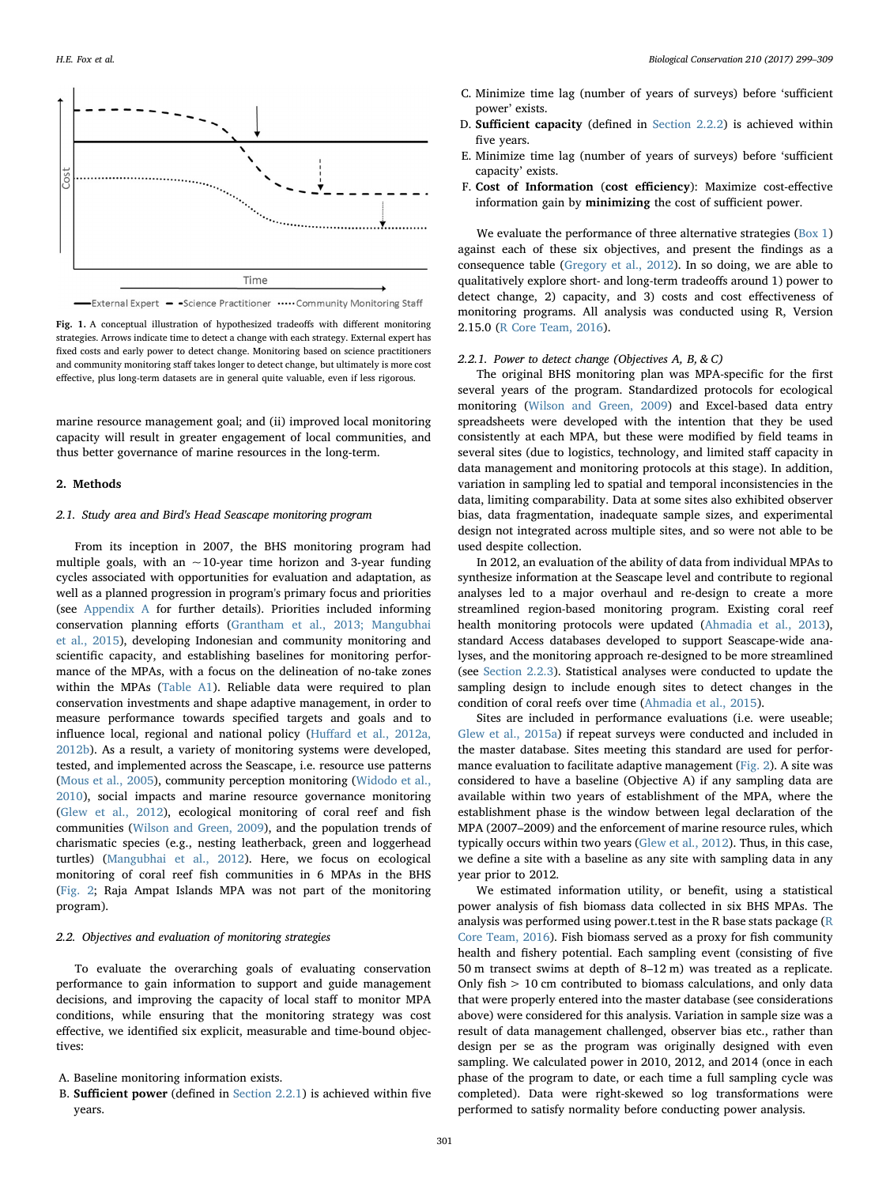Cost

Time

External Expert — Science Practitioner ····· Community Monitoring Staff

**Fig. 1.** A conceptual illustration of hypothesized tradeoffs with different monitoring strategies. Arrows indicate time to detect a change with each strategy. External expert has fixed costs and early power to detect change. Monitoring based on science practitioners and community monitoring staff takes longer to detect change, but ultimately is more cost effective, plus long-term datasets are in general quite valuable, even if less rigorous.

marine resource management goal; and (ii) improved local monitoring capacity will result in greater engagement of local communities, and thus better governance of marine resources in the long-term.

## 2. Methods

### 2.1. Study area and Bird's Head Seascape monitoring program

From its inception in 2007, the BHS monitoring program had multiple goals, with an ~10-year time horizon and 3-year funding cycles associated with opportunities for evaluation and adaptation, as well as a planned progression in program's primary focus and priorities (see Appendix A for further details). Priorities included informing conservation planning efforts (Grantham et al., 2013; Mangubhai et al., 2015), developing Indonesian and community monitoring and scientific capacity, and establishing baselines for monitoring performance of the MPAs, with a focus on the delineation of no-take zones within the MPAs (Table A1). Reliable data were required to plan conservation investments and shape adaptive management, in order to measure performance towards specified targets and goals and to influence local, regional and national policy (Huffard et al., 2012a, 2012b). As a result, a variety of monitoring systems were developed, tested, and implemented across the Seascape, i.e. resource use patterns (Mous et al., 2005), community perception monitoring (Widodo et al., 2010), social impacts and marine resource governance monitoring (Glew et al., 2012), ecological monitoring of coral reef and fish communities (Wilson and Green, 2009), and the population trends of charismatic species (e.g., nesting leatherback, green and loggerhead turtles) (Mangubhai et al., 2012). Here, we focus on ecological monitoring of coral reef fish communities in 6 MPAs in the BHS (Fig. 2; Raja Ampat Islands MPA was not part of the monitoring program).

### 2.2. Objectives and evaluation of monitoring strategies

To evaluate the overarching goals of evaluating conservation performance to gain information to support and guide management decisions, and improving the capacity of local staff to monitor MPA conditions, while ensuring that the monitoring strategy was cost effective, we identified six explicit, measurable and time-bound objectives:

A. Baseline monitoring information exists.
B. **Sufficient power** (defined in Section 2.2.1) is achieved within five years.
C. Minimize time lag (number of years of surveys) before 'sufficient power' exists.
D. **Sufficient capacity** (defined in Section 2.2.2) is achieved within five years.
E. Minimize time lag (number of years of surveys) before 'sufficient capacity' exists.
F. **Cost of Information** (**cost efficiency**): Maximize cost-effective information gain by **minimizing** the cost of sufficient power.

We evaluate the performance of three alternative strategies (Box 1) against each of these six objectives, and present the findings as a consequence table (Gregory et al., 2012). In so doing, we are able to qualitatively explore short- and long-term tradeoffs around 1) power to detect change, 2) capacity, and 3) costs and cost effectiveness of monitoring programs. All analysis was conducted using R, Version 2.15.0 (R Core Team, 2016).

#### 2.2.1. Power to detect change (Objectives A, B, & C)

The original BHS monitoring plan was MPA-specific for the first several years of the program. Standardized protocols for ecological monitoring (Wilson and Green, 2009) and Excel-based data entry spreadsheets were developed with the intention that they be used consistently at each MPA, but these were modified by field teams in several sites (due to logistics, technology, and limited staff capacity in data management and monitoring protocols at this stage). In addition, variation in sampling led to spatial and temporal inconsistencies in the data, limiting comparability. Data at some sites also exhibited observer bias, data fragmentation, inadequate sample sizes, and experimental design not integrated across multiple sites, and so were not able to be used despite collection.

In 2012, an evaluation of the ability of data from individual MPAs to synthesize information at the Seascape level and contribute to regional analyses led to a major overhaul and re-design to create a more streamlined region-based monitoring program. Existing coral reef health monitoring protocols were updated (Ahmadia et al., 2013), standard Access databases developed to support Seascape-wide analyses, and the monitoring approach re-designed to be more streamlined (see Section 2.2.3). Statistical analyses were conducted to update the sampling design to include enough sites to detect changes in the condition of coral reefs over time (Ahmadia et al., 2015).

Sites are included in performance evaluations (i.e. were useable; Glew et al., 2015a) if repeat surveys were conducted and included in the master database. Sites meeting this standard are used for performance evaluation to facilitate adaptive management (Fig. 2). A site was considered to have a baseline (Objective A) if any sampling data are available within two years of establishment of the MPA, where the establishment phase is the window between legal declaration of the MPA (2007–2009) and the enforcement of marine resource rules, which typically occurs within two years (Glew et al., 2012). Thus, in this case, we define a site with a baseline as any site with sampling data in any year prior to 2012.

We estimated information utility, or benefit, using a statistical power analysis of fish biomass data collected in six BHS MPAs. The analysis was performed using power.t.test in the R base stats package (R Core Team, 2016). Fish biomass served as a proxy for fish community health and fishery potential. Each sampling event (consisting of five 50 m transect swims at depth of 8–12 m) was treated as a replicate. Only fish > 10 cm contributed to biomass calculations, and only data that were properly entered into the master database (see considerations above) were considered for this analysis. Variation in sample size was a result of data management challenged, observer bias etc., rather than design per se as the program was originally designed with even sampling. We calculated power in 2010, 2012, and 2014 (once in each phase of the program to date, or each time a full sampling cycle was completed). Data were right-skewed so log transformations were performed to satisfy normality before conducting power analysis.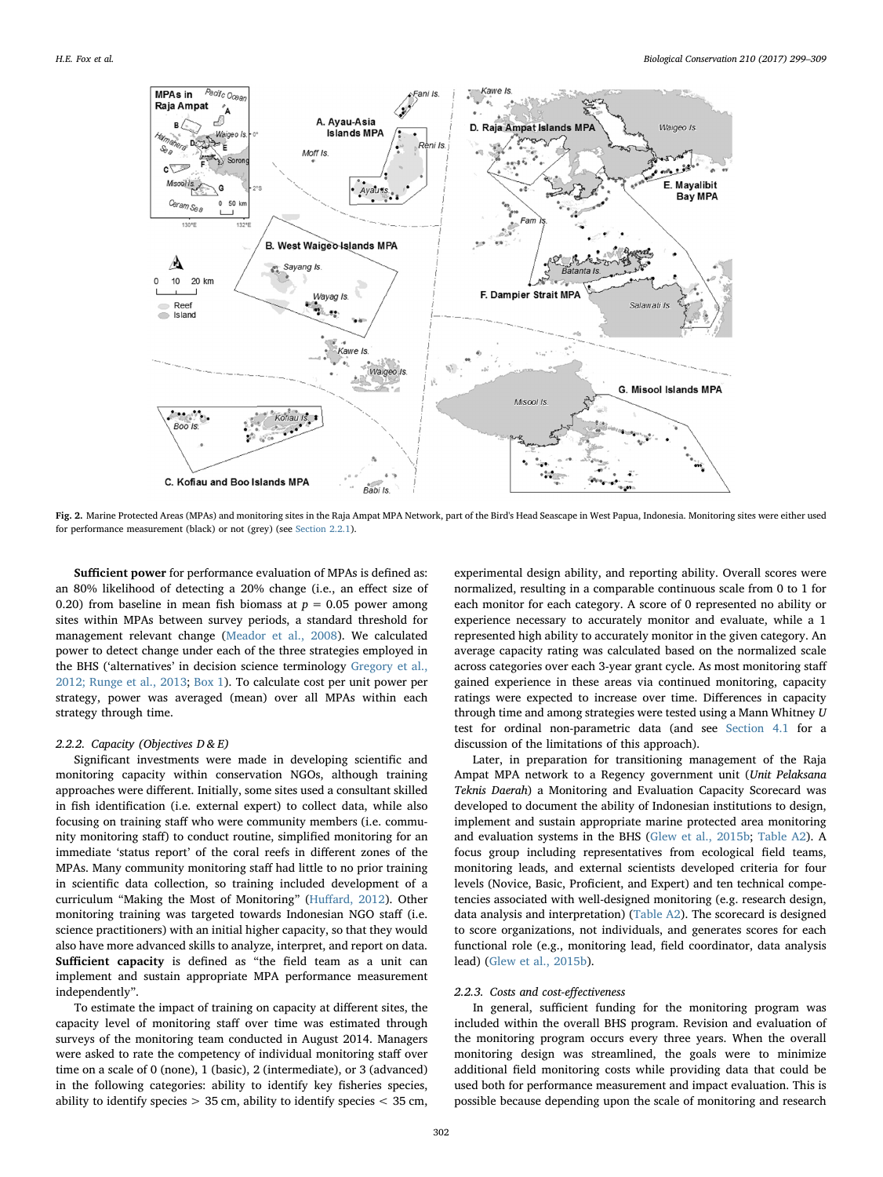MPAs in Raja Ampat

Pacific Ocean

Halmahera Sea

Ceram Sea

Sorong

Waigeo Is.

Misool Is.

0°

2°S

130°E

132°E

0 50 km

A. Ayau-Asia Islands MPA

Fani Is.

Moff Is.

Reni Is.

Ayau Is.

B. West Waigeo Islands MPA

Sayang Is.

Wayag Is.

Kawe Is.

Waigeo Is.

C. Kofiau and Boo Islands MPA

Boo Is.

Kofiau Is.

Babi Is.

D. Raja Ampat Islands MPA

Kawe Is.

Waigeo Is.

E. Mayalibit Bay MPA

Fam Is.

Batanta Is.

F. Dampier Strait MPA

Salawati Is.

G. Misool Islands MPA

Misool Is.

0 10 20 km

Reef

Island

**Fig. 2.** Marine Protected Areas (MPAs) and monitoring sites in the Raja Ampat MPA Network, part of the Bird's Head Seascape in West Papua, Indonesia. Monitoring sites were either used for performance measurement (black) or not (grey) (see Section 2.2.1).

**Sufficient power** for performance evaluation of MPAs is defined as: an 80% likelihood of detecting a 20% change (i.e., an effect size of 0.20) from baseline in mean fish biomass at $p = 0.05$ power among sites within MPAs between survey periods, a standard threshold for management relevant change (Meador et al., 2008). We calculated power to detect change under each of the three strategies employed in the BHS ('alternatives' in decision science terminology Gregory et al., 2012; Runge et al., 2013; Box 1). To calculate cost per unit power per strategy, power was averaged (mean) over all MPAs within each strategy through time.

### 2.2.2. Capacity (Objectives D & E)

Significant investments were made in developing scientific and monitoring capacity within conservation NGOs, although training approaches were different. Initially, some sites used a consultant skilled in fish identification (i.e. external expert) to collect data, while also focusing on training staff who were community members (i.e. community monitoring staff) to conduct routine, simplified monitoring for an immediate 'status report' of the coral reefs in different zones of the MPAs. Many community monitoring staff had little to no prior training in scientific data collection, so training included development of a curriculum "Making the Most of Monitoring" (Huffard, 2012). Other monitoring training was targeted towards Indonesian NGO staff (i.e. science practitioners) with an initial higher capacity, so that they would also have more advanced skills to analyze, interpret, and report on data. **Sufficient capacity** is defined as "the field team as a unit can implement and sustain appropriate MPA performance measurement independently".

To estimate the impact of training on capacity at different sites, the capacity level of monitoring staff over time was estimated through surveys of the monitoring team conducted in August 2014. Managers were asked to rate the competency of individual monitoring staff over time on a scale of 0 (none), 1 (basic), 2 (intermediate), or 3 (advanced) in the following categories: ability to identify key fisheries species, ability to identify species > 35 cm, ability to identify species < 35 cm, experimental design ability, and reporting ability. Overall scores were normalized, resulting in a comparable continuous scale from 0 to 1 for each monitor for each category. A score of 0 represented no ability or experience necessary to accurately monitor and evaluate, while a 1 represented high ability to accurately monitor in the given category. An average capacity rating was calculated based on the normalized scale across categories over each 3-year grant cycle. As most monitoring staff gained experience in these areas via continued monitoring, capacity ratings were expected to increase over time. Differences in capacity through time and among strategies were tested using a Mann Whitney *U* test for ordinal non-parametric data (and see Section 4.1 for a discussion of the limitations of this approach).

Later, in preparation for transitioning management of the Raja Ampat MPA network to a Regency government unit (*Unit Pelaksana Teknis Daerah*) a Monitoring and Evaluation Capacity Scorecard was developed to document the ability of Indonesian institutions to design, implement and sustain appropriate marine protected area monitoring and evaluation systems in the BHS (Glew et al., 2015b; Table A2). A focus group including representatives from ecological field teams, monitoring leads, and external scientists developed criteria for four levels (Novice, Basic, Proficient, and Expert) and ten technical competencies associated with well-designed monitoring (e.g. research design, data analysis and interpretation) (Table A2). The scorecard is designed to score organizations, not individuals, and generates scores for each functional role (e.g., monitoring lead, field coordinator, data analysis lead) (Glew et al., 2015b).

### 2.2.3. Costs and cost-effectiveness

In general, sufficient funding for the monitoring program was included within the overall BHS program. Revision and evaluation of the monitoring program occurs every three years. When the overall monitoring design was streamlined, the goals were to minimize additional field monitoring costs while providing data that could be used both for performance measurement and impact evaluation. This is possible because depending upon the scale of monitoring and research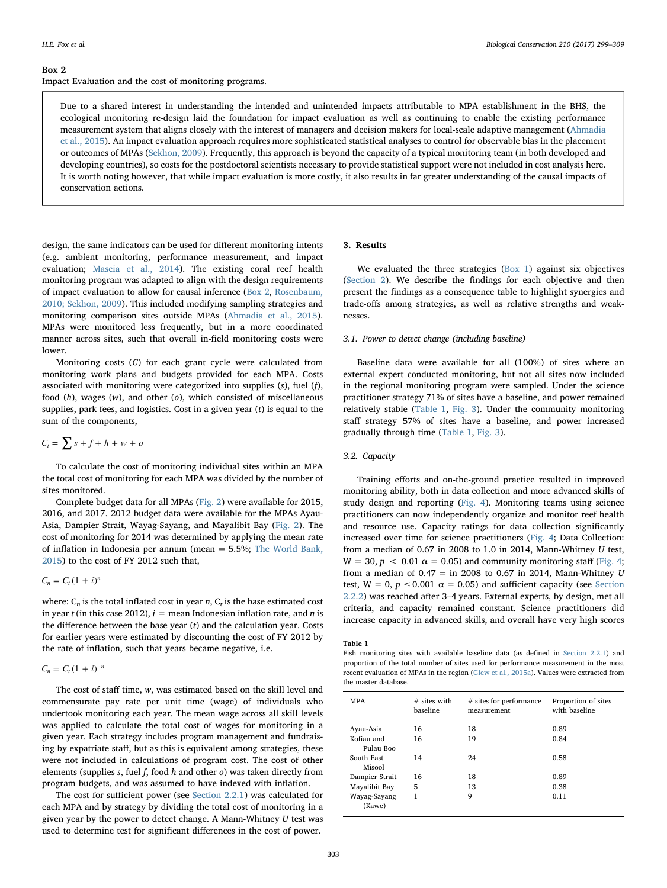**Box 2**
Impact Evaluation and the cost of monitoring programs.

> Due to a shared interest in understanding the intended and unintended impacts attributable to MPA establishment in the BHS, the ecological monitoring re-design laid the foundation for impact evaluation as well as continuing to enable the existing performance measurement system that aligns closely with the interest of managers and decision makers for local-scale adaptive management (Ahmadia et al., 2015). An impact evaluation approach requires more sophisticated statistical analyses to control for observable bias in the placement or outcomes of MPAs (Sekhon, 2009). Frequently, this approach is beyond the capacity of a typical monitoring team (in both developed and developing countries), so costs for the postdoctoral scientists necessary to provide statistical support were not included in cost analysis here. It is worth noting however, that while impact evaluation is more costly, it also results in far greater understanding of the causal impacts of conservation actions.

design, the same indicators can be used for different monitoring intents (e.g. ambient monitoring, performance measurement, and impact evaluation; Mascia et al., 2014). The existing coral reef health monitoring program was adapted to align with the design requirements of impact evaluation to allow for causal inference (Box 2, Rosenbaum, 2010; Sekhon, 2009). This included modifying sampling strategies and monitoring comparison sites outside MPAs (Ahmadia et al., 2015). MPAs were monitored less frequently, but in a more coordinated manner across sites, such that overall in-field monitoring costs were lower.

Monitoring costs ($C$) for each grant cycle were calculated from monitoring work plans and budgets provided for each MPA. Costs associated with monitoring were categorized into supplies ($s$), fuel ($f$), food ($h$), wages ($w$), and other ($o$), which consisted of miscellaneous supplies, park fees, and logistics. Cost in a given year ($t$) is equal to the sum of the components,

$$C_t = \sum s + f + h + w + o$$

To calculate the cost of monitoring individual sites within an MPA the total cost of monitoring for each MPA was divided by the number of sites monitored.

Complete budget data for all MPAs (Fig. 2) were available for 2015, 2016, and 2017. 2012 budget data were available for the MPAs Ayau-Asia, Dampier Strait, Wayag-Sayang, and Mayalibit Bay (Fig. 2). The cost of monitoring for 2014 was determined by applying the mean rate of inflation in Indonesia per annum (mean = 5.5%; The World Bank, 2015) to the cost of FY 2012 such that,

$$C_n = C_t (1 + i)^n$$

where: $C_n$ is the total inflated cost in year $n$, $C_t$ is the base estimated cost in year $t$ (in this case 2012), $i$ = mean Indonesian inflation rate, and $n$ is the difference between the base year ($t$) and the calculation year. Costs for earlier years were estimated by discounting the cost of FY 2012 by the rate of inflation, such that years became negative, i.e.

$$C_n = C_t (1 + i)^{-n}$$

The cost of staff time, $w$, was estimated based on the skill level and commensurate pay rate per unit time (wage) of individuals who undertook monitoring each year. The mean wage across all skill levels was applied to calculate the total cost of wages for monitoring in a given year. Each strategy includes program management and fundraising by expatriate staff, but as this is equivalent among strategies, these were not included in calculations of program cost. The cost of other elements (supplies $s$, fuel $f$, food $h$ and other $o$) was taken directly from program budgets, and was assumed to have indexed with inflation.

The cost for sufficient power (see Section 2.2.1) was calculated for each MPA and by strategy by dividing the total cost of monitoring in a given year by the power to detect change. A Mann-Whitney U test was used to determine test for significant differences in the cost of power.

## 3. Results

We evaluated the three strategies (Box 1) against six objectives (Section 2). We describe the findings for each objective and then present the findings as a consequence table to highlight synergies and trade-offs among strategies, as well as relative strengths and weaknesses.

### 3.1. Power to detect change (including baseline)

Baseline data were available for all (100%) of sites where an external expert conducted monitoring, but not all sites now included in the regional monitoring program were sampled. Under the science practitioner strategy 71% of sites have a baseline, and power remained relatively stable (Table 1, Fig. 3). Under the community monitoring staff strategy 57% of sites have a baseline, and power increased gradually through time (Table 1, Fig. 3).

### 3.2. Capacity

Training efforts and on-the-ground practice resulted in improved monitoring ability, both in data collection and more advanced skills of study design and reporting (Fig. 4). Monitoring teams using science practitioners can now independently organize and monitor reef health and resource use. Capacity ratings for data collection significantly increased over time for science practitioners (Fig. 4; Data Collection: from a median of 0.67 in 2008 to 1.0 in 2014, Mann-Whitney U test, W = 30, $p < 0.01$ $\alpha = 0.05$) and community monitoring staff (Fig. 4; from a median of 0.47 = in 2008 to 0.67 in 2014, Mann-Whitney U test, W = 0, $p \leq 0.001$ $\alpha = 0.05$) and sufficient capacity (see Section 2.2.2) was reached after 3–4 years. External experts, by design, met all criteria, and capacity remained constant. Science practitioners did increase capacity in advanced skills, and overall have very high scores

**Table 1**
Fish monitoring sites with available baseline data (as defined in Section 2.2.1) and proportion of the total number of sites used for performance measurement in the most recent evaluation of MPAs in the region (Glew et al., 2015a). Values were extracted from the master database.

| MPA | # sites with baseline | # sites for performance measurement | Proportion of sites with baseline |
|---|---|---|---|
| Ayau-Asia | 16 | 18 | 0.89 |
| Kofiau and Pulau Boo | 16 | 19 | 0.84 |
| South East Misool | 14 | 24 | 0.58 |
| Dampier Strait | 16 | 18 | 0.89 |
| Mayalibit Bay | 5 | 13 | 0.38 |
| Wayag-Sayang (Kawe) | 1 | 9 | 0.11 |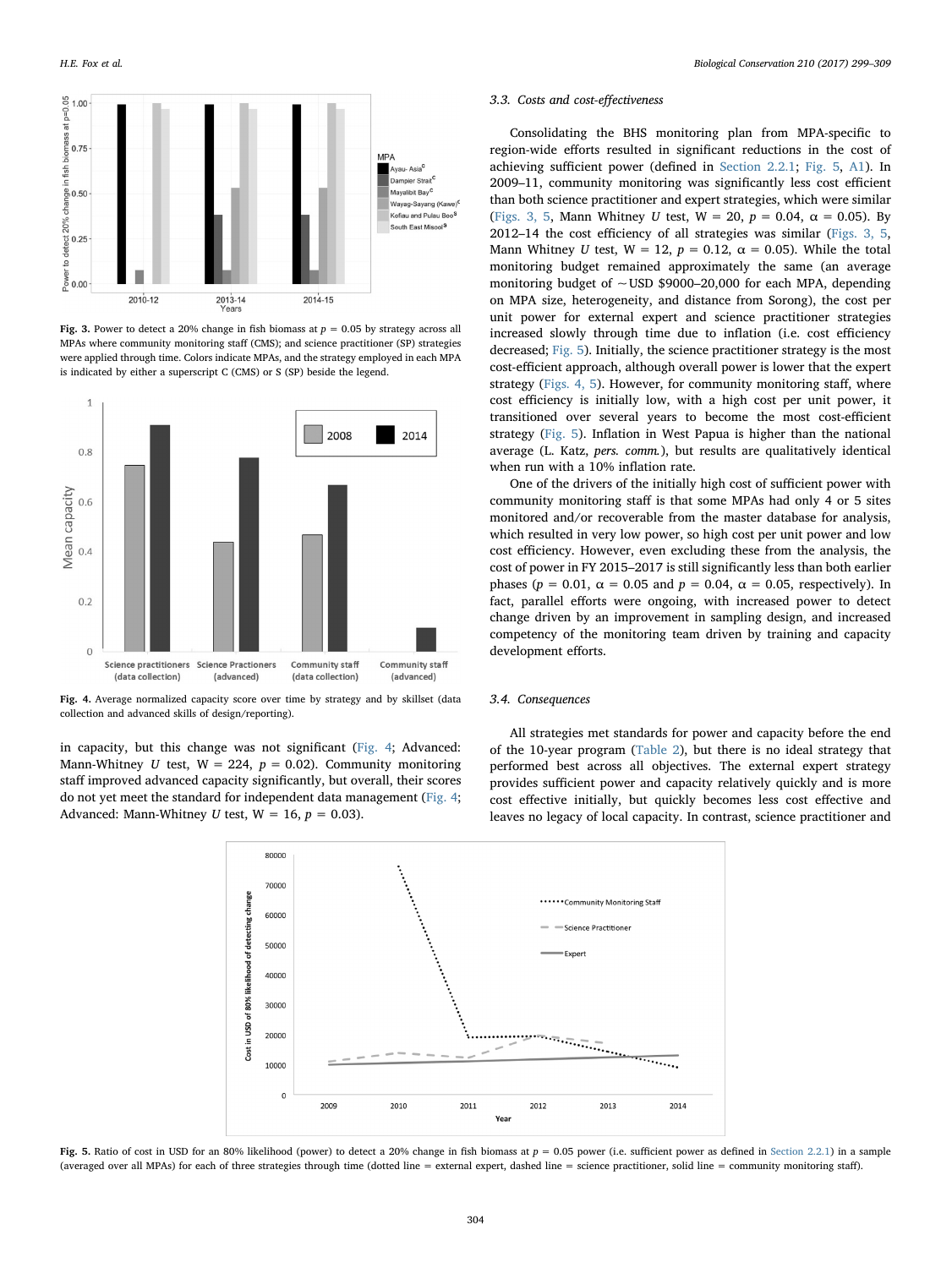1.00

0.75

0.50

0.25

0.00

Power to detect 20% change in fish biomass at p=0.05

2010-12

2013-14

2014-15

Years

MPA

Ayau- Asia[C]

Dampier Strait[C]

Mayalibit Bay[C]

Wayag-Sayang (Kawe)[C]

Kofiau and Pulau Boo[S]

South East Misool[S]

**Fig. 3.** Power to detect a 20% change in fish biomass at $p = 0.05$ by strategy across all MPAs where community monitoring staff (CMS); and science practitioner (SP) strategies were applied through time. Colors indicate MPAs, and the strategy employed in each MPA is indicated by either a superscript C (CMS) or S (SP) beside the legend.

1

0.8

0.6

0.4

0.2

0

Mean capacity

2008

2014

Science practitioners (data collection)

Science Practioners (advanced)

Community staff (data collection)

Community staff (advanced)

**Fig. 4.** Average normalized capacity score over time by strategy and by skillset (data collection and advanced skills of design/reporting).

in capacity, but this change was not significant (Fig. 4; Advanced: Mann-Whitney *U* test, W = 224, $p = 0.02$). Community monitoring staff improved advanced capacity significantly, but overall, their scores do not yet meet the standard for independent data management (Fig. 4; Advanced: Mann-Whitney *U* test, W = 16, $p = 0.03$).

### 3.3. Costs and cost-effectiveness

Consolidating the BHS monitoring plan from MPA-specific to region-wide efforts resulted in significant reductions in the cost of achieving sufficient power (defined in Section 2.2.1; Fig. 5, A1). In 2009–11, community monitoring was significantly less cost efficient than both science practitioner and expert strategies, which were similar (Figs. 3, 5, Mann Whitney *U* test, W = 20, $p = 0.04$, $\alpha = 0.05$). By 2012–14 the cost efficiency of all strategies was similar (Figs. 3, 5, Mann Whitney *U* test, W = 12, $p = 0.12$, $\alpha = 0.05$). While the total monitoring budget remained approximately the same (an average monitoring budget of ~USD $9000–20,000 for each MPA, depending on MPA size, heterogeneity, and distance from Sorong), the cost per unit power for external expert and science practitioner strategies increased slowly through time due to inflation (i.e. cost efficiency decreased; Fig. 5). Initially, the science practitioner strategy is the most cost-efficient approach, although overall power is lower that the expert strategy (Figs. 4, 5). However, for community monitoring staff, where cost efficiency is initially low, with a high cost per unit power, it transitioned over several years to become the most cost-efficient strategy (Fig. 5). Inflation in West Papua is higher than the national average (L. Katz, *pers. comm.*), but results are qualitatively identical when run with a 10% inflation rate.

One of the drivers of the initially high cost of sufficient power with community monitoring staff is that some MPAs had only 4 or 5 sites monitored and/or recoverable from the master database for analysis, which resulted in very low power, so high cost per unit power and low cost efficiency. However, even excluding these from the analysis, the cost of power in FY 2015–2017 is still significantly less than both earlier phases ($p = 0.01$, $\alpha = 0.05$ and $p = 0.04$, $\alpha = 0.05$, respectively). In fact, parallel efforts were ongoing, with increased power to detect change driven by an improvement in sampling design, and increased competency of the monitoring team driven by training and capacity development efforts.

### 3.4. Consequences

All strategies met standards for power and capacity before the end of the 10-year program (Table 2), but there is no ideal strategy that performed best across all objectives. The external expert strategy provides sufficient power and capacity relatively quickly and is more cost effective initially, but quickly becomes less cost effective and leaves no legacy of local capacity. In contrast, science practitioner and

80000

70000

60000

50000

40000

30000

20000

10000

0

Cost in USD of 80% likelihood of detecting change

2009

2010

2011

2012

2013

2014

Year

Community Monitoring Staff

Science Practitioner

Expert

**Fig. 5.** Ratio of cost in USD for an 80% likelihood (power) to detect a 20% change in fish biomass at $p = 0.05$ power (i.e. sufficient power as defined in Section 2.2.1) in a sample (averaged over all MPAs) for each of three strategies through time (dotted line = external expert, dashed line = science practitioner, solid line = community monitoring staff).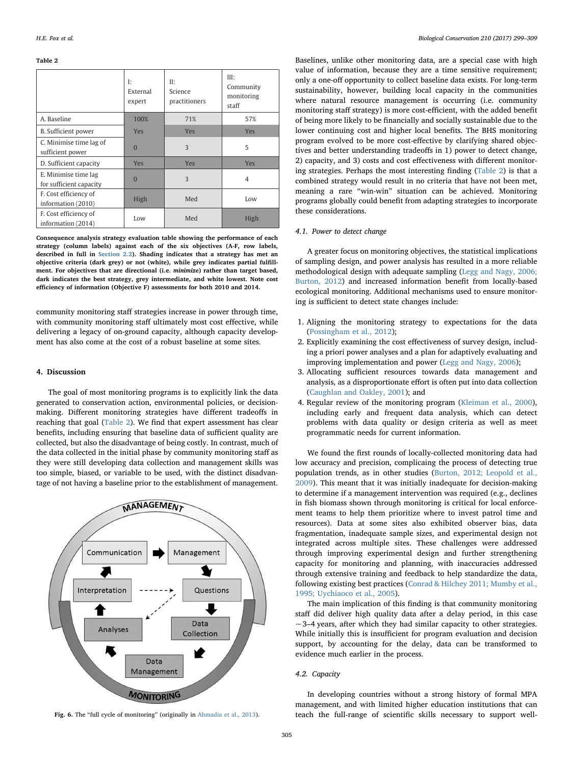**Table 2**

| | I: External expert | II: Science practitioners | III: Community monitoring staff |
|---|---|---|---|
| A. Baseline | 100% | 71% | 57% |
| B. Sufficient power | Yes | Yes | Yes |
| C. Minimise time lag of sufficient power | 0 | 3 | 5 |
| D. Sufficient capacity | Yes | Yes | Yes |
| E. Minimise time lag for sufficient capacity | 0 | 3 | 4 |
| F. Cost efficiency of information (2010) | High | Med | Low |
| F. Cost efficiency of information (2014) | Low | Med | High |

**Consequence analysis strategy evaluation table showing the performance of each strategy (column labels) against each of the six objectives (A-F, row labels, described in full in Section 2.2). Shading indicates that a strategy has met an objective criteria (dark grey) or not (white), while grey indicates partial fulfillment. For objectives that are directional (i.e. *minimize*) rather than target based, dark indicates the best strategy, grey intermediate, and white lowest. Note cost efficiency of information (Objective F) assessments for both 2010 and 2014.**

community monitoring staff strategies increase in power through time, with community monitoring staff ultimately most cost effective, while delivering a legacy of on-ground capacity, although capacity development has also come at the cost of a robust baseline at some sites.

## 4. Discussion

The goal of most monitoring programs is to explicitly link the data generated to conservation action, environmental policies, or decision-making. Different monitoring strategies have different tradeoffs in reaching that goal (Table 2). We find that expert assessment has clear benefits, including ensuring that baseline data of sufficient quality are collected, but also the disadvantage of being costly. In contrast, much of the data collected in the initial phase by community monitoring staff as they were still developing data collection and management skills was too simple, biased, or variable to be used, with the distinct disadvantage of not having a baseline prior to the establishment of management.

MANAGEMENT

Communication
Management
Interpretation
Questions
Analyses
Data Collection
Data Management

MONITORING

**Fig. 6.** The "full cycle of monitoring" (originally in Ahmadia et al., 2013).

Baselines, unlike other monitoring data, are a special case with high value of information, because they are a time sensitive requirement; only a one-off opportunity to collect baseline data exists. For long-term sustainability, however, building local capacity in the communities where natural resource management is occurring (i.e. community monitoring staff strategy) is more cost-efficient, with the added benefit of being more likely to be financially and socially sustainable due to the lower continuing cost and higher local benefits. The BHS monitoring program evolved to be more cost-effective by clarifying shared objectives and better understanding tradeoffs in 1) power to detect change, 2) capacity, and 3) costs and cost effectiveness with different monitoring strategies. Perhaps the most interesting finding (Table 2) is that a combined strategy would result in no criteria that have not been met, meaning a rare "win-win" situation can be achieved. Monitoring programs globally could benefit from adapting strategies to incorporate these considerations.

### 4.1. Power to detect change

A greater focus on monitoring objectives, the statistical implications of sampling design, and power analysis has resulted in a more reliable methodological design with adequate sampling (Legg and Nagy, 2006; Burton, 2012) and increased information benefit from locally-based ecological monitoring. Additional mechanisms used to ensure monitoring is sufficient to detect state changes include:

1. Aligning the monitoring strategy to expectations for the data (Possingham et al., 2012);
2. Explicitly examining the cost effectiveness of survey design, including a priori power analyses and a plan for adaptively evaluating and improving implementation and power (Legg and Nagy, 2006);
3. Allocating sufficient resources towards data management and analysis, as a disproportionate effort is often put into data collection (Caughlan and Oakley, 2001); and
4. Regular review of the monitoring program (Kleiman et al., 2000), including early and frequent data analysis, which can detect problems with data quality or design criteria as well as meet programmatic needs for current information.

We found the first rounds of locally-collected monitoring data had low accuracy and precision, complicaing the process of detecting true population trends, as in other studies (Burton, 2012; Leopold et al., 2009). This meant that it was initially inadequate for decision-making to determine if a management intervention was required (e.g., declines in fish biomass shown through monitoring is critical for local enforcement teams to help them prioritize where to invest patrol time and resources). Data at some sites also exhibited observer bias, data fragmentation, inadequate sample sizes, and experimental design not integrated across multiple sites. These challenges were addressed through improving experimental design and further strengthening capacity for monitoring and planning, with inaccuracies addressed through extensive training and feedback to help standardize the data, following existing best practices (Conrad & Hilchey 2011; Mumby et al., 1995; Uychiaoco et al., 2005).

The main implication of this finding is that community monitoring staff did deliver high quality data after a delay period, in this case ~3–4 years, after which they had similar capacity to other strategies. While initially this is insufficient for program evaluation and decision support, by accounting for the delay, data can be transformed to evidence much earlier in the process.

### 4.2. Capacity

In developing countries without a strong history of formal MPA management, and with limited higher education institutions that can teach the full-range of scientific skills necessary to support well-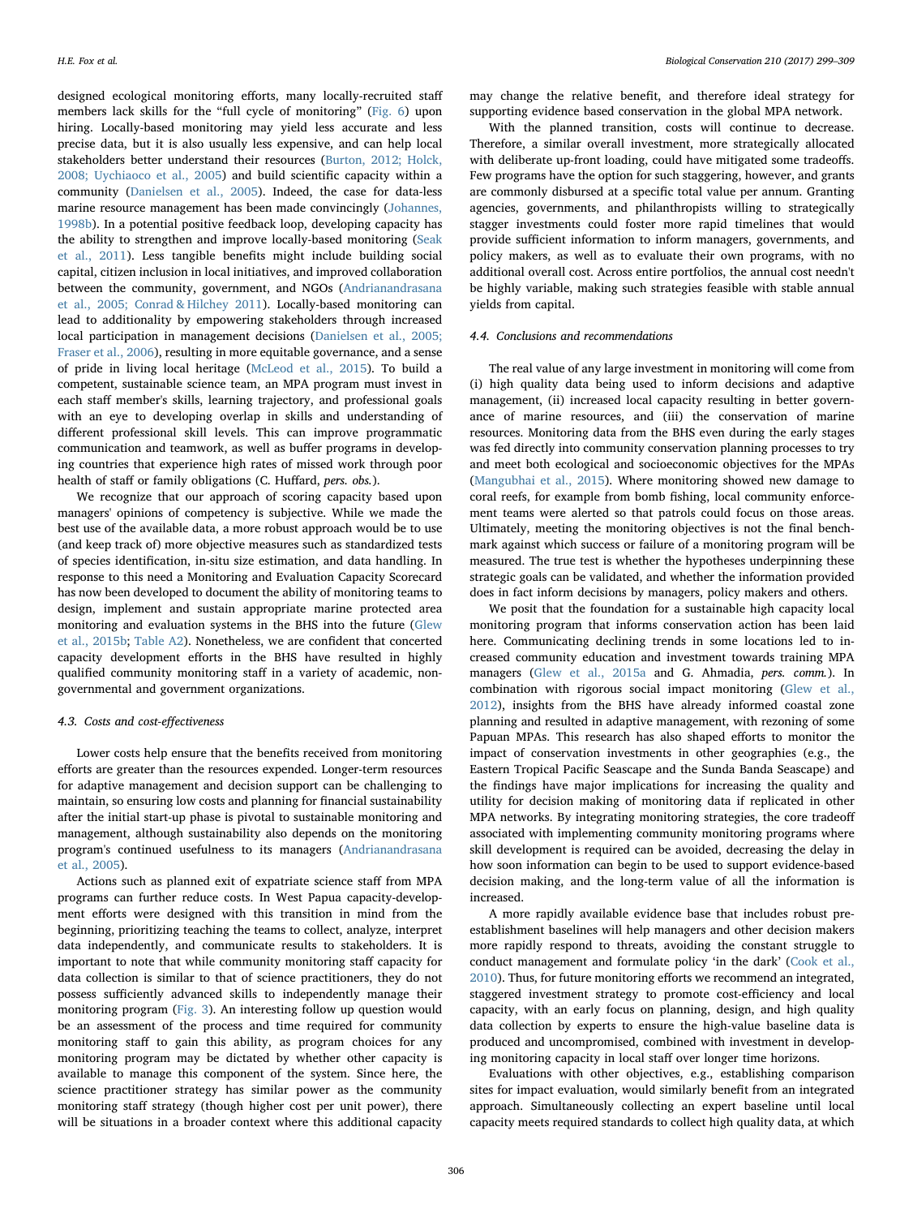designed ecological monitoring efforts, many locally-recruited staff members lack skills for the "full cycle of monitoring" (Fig. 6) upon hiring. Locally-based monitoring may yield less accurate and less precise data, but it is also usually less expensive, and can help local stakeholders better understand their resources (Burton, 2012; Holck, 2008; Uychiaoco et al., 2005) and build scientific capacity within a community (Danielsen et al., 2005). Indeed, the case for data-less marine resource management has been made convincingly (Johannes, 1998b). In a potential positive feedback loop, developing capacity has the ability to strengthen and improve locally-based monitoring (Seak et al., 2011). Less tangible benefits might include building social capital, citizen inclusion in local initiatives, and improved collaboration between the community, government, and NGOs (Andrianandrasana et al., 2005; Conrad & Hilchey 2011). Locally-based monitoring can lead to additionality by empowering stakeholders through increased local participation in management decisions (Danielsen et al., 2005; Fraser et al., 2006), resulting in more equitable governance, and a sense of pride in living local heritage (McLeod et al., 2015). To build a competent, sustainable science team, an MPA program must invest in each staff member's skills, learning trajectory, and professional goals with an eye to developing overlap in skills and understanding of different professional skill levels. This can improve programmatic communication and teamwork, as well as buffer programs in developing countries that experience high rates of missed work through poor health of staff or family obligations (C. Huffard, *pers. obs.*).

We recognize that our approach of scoring capacity based upon managers' opinions of competency is subjective. While we made the best use of the available data, a more robust approach would be to use (and keep track of) more objective measures such as standardized tests of species identification, in-situ size estimation, and data handling. In response to this need a Monitoring and Evaluation Capacity Scorecard has now been developed to document the ability of monitoring teams to design, implement and sustain appropriate marine protected area monitoring and evaluation systems in the BHS into the future (Glew et al., 2015b; Table A2). Nonetheless, we are confident that concerted capacity development efforts in the BHS have resulted in highly qualified community monitoring staff in a variety of academic, non-governmental and government organizations.

### 4.3. Costs and cost-effectiveness

Lower costs help ensure that the benefits received from monitoring efforts are greater than the resources expended. Longer-term resources for adaptive management and decision support can be challenging to maintain, so ensuring low costs and planning for financial sustainability after the initial start-up phase is pivotal to sustainable monitoring and management, although sustainability also depends on the monitoring program's continued usefulness to its managers (Andrianandrasana et al., 2005).

Actions such as planned exit of expatriate science staff from MPA programs can further reduce costs. In West Papua capacity-development efforts were designed with this transition in mind from the beginning, prioritizing teaching the teams to collect, analyze, interpret data independently, and communicate results to stakeholders. It is important to note that while community monitoring staff capacity for data collection is similar to that of science practitioners, they do not possess sufficiently advanced skills to independently manage their monitoring program (Fig. 3). An interesting follow up question would be an assessment of the process and time required for community monitoring staff to gain this ability, as program choices for any monitoring program may be dictated by whether other capacity is available to manage this component of the system. Since here, the science practitioner strategy has similar power as the community monitoring staff strategy (though higher cost per unit power), there will be situations in a broader context where this additional capacity may change the relative benefit, and therefore ideal strategy for supporting evidence based conservation in the global MPA network.

With the planned transition, costs will continue to decrease. Therefore, a similar overall investment, more strategically allocated with deliberate up-front loading, could have mitigated some tradeoffs. Few programs have the option for such staggering, however, and grants are commonly disbursed at a specific total value per annum. Granting agencies, governments, and philanthropists willing to strategically stagger investments could foster more rapid timelines that would provide sufficient information to inform managers, governments, and policy makers, as well as to evaluate their own programs, with no additional overall cost. Across entire portfolios, the annual cost needn't be highly variable, making such strategies feasible with stable annual yields from capital.

### 4.4. Conclusions and recommendations

The real value of any large investment in monitoring will come from (i) high quality data being used to inform decisions and adaptive management, (ii) increased local capacity resulting in better governance of marine resources, and (iii) the conservation of marine resources. Monitoring data from the BHS even during the early stages was fed directly into community conservation planning processes to try and meet both ecological and socioeconomic objectives for the MPAs (Mangubhai et al., 2015). Where monitoring showed new damage to coral reefs, for example from bomb fishing, local community enforcement teams were alerted so that patrols could focus on those areas. Ultimately, meeting the monitoring objectives is not the final benchmark against which success or failure of a monitoring program will be measured. The true test is whether the hypotheses underpinning these strategic goals can be validated, and whether the information provided does in fact inform decisions by managers, policy makers and others.

We posit that the foundation for a sustainable high capacity local monitoring program that informs conservation action has been laid here. Communicating declining trends in some locations led to increased community education and investment towards training MPA managers (Glew et al., 2015a and G. Ahmadia, *pers. comm.*). In combination with rigorous social impact monitoring (Glew et al., 2012), insights from the BHS have already informed coastal zone planning and resulted in adaptive management, with rezoning of some Papuan MPAs. This research has also shaped efforts to monitor the impact of conservation investments in other geographies (e.g., the Eastern Tropical Pacific Seascape and the Sunda Banda Seascape) and the findings have major implications for increasing the quality and utility for decision making of monitoring data if replicated in other MPA networks. By integrating monitoring strategies, the core tradeoff associated with implementing community monitoring programs where skill development is required can be avoided, decreasing the delay in how soon information can begin to be used to support evidence-based decision making, and the long-term value of all the information is increased.

A more rapidly available evidence base that includes robust pre-establishment baselines will help managers and other decision makers more rapidly respond to threats, avoiding the constant struggle to conduct management and formulate policy 'in the dark' (Cook et al., 2010). Thus, for future monitoring efforts we recommend an integrated, staggered investment strategy to promote cost-efficiency and local capacity, with an early focus on planning, design, and high quality data collection by experts to ensure the high-value baseline data is produced and uncompromised, combined with investment in developing monitoring capacity in local staff over longer time horizons.

Evaluations with other objectives, e.g., establishing comparison sites for impact evaluation, would similarly benefit from an integrated approach. Simultaneously collecting an expert baseline until local capacity meets required standards to collect high quality data, at which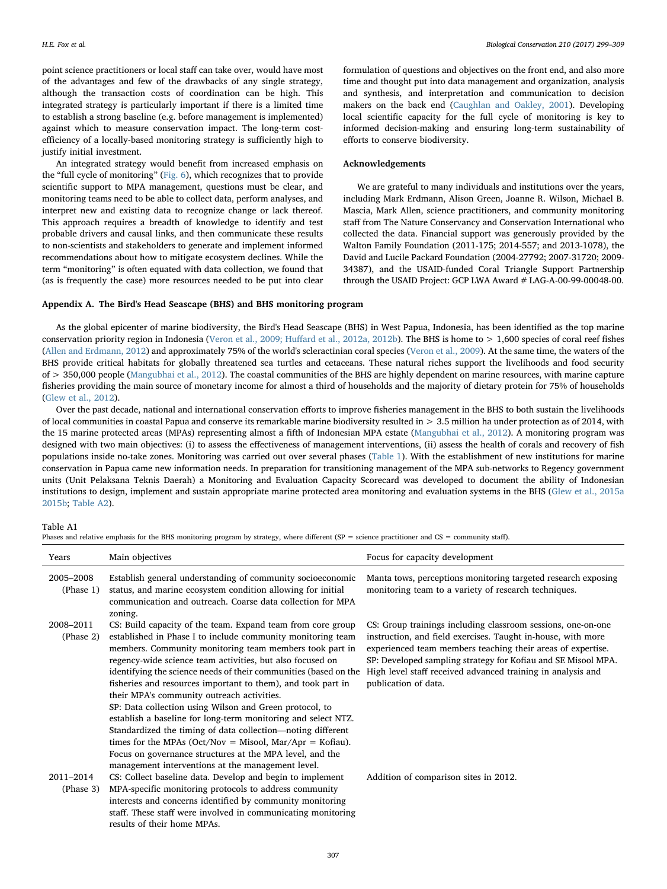point science practitioners or local staff can take over, would have most of the advantages and few of the drawbacks of any single strategy, although the transaction costs of coordination can be high. This integrated strategy is particularly important if there is a limited time to establish a strong baseline (e.g. before management is implemented) against which to measure conservation impact. The long-term cost-efficiency of a locally-based monitoring strategy is sufficiently high to justify initial investment.

An integrated strategy would benefit from increased emphasis on the "full cycle of monitoring" (Fig. 6), which recognizes that to provide scientific support to MPA management, questions must be clear, and monitoring teams need to be able to collect data, perform analyses, and interpret new and existing data to recognize change or lack thereof. This approach requires a breadth of knowledge to identify and test probable drivers and causal links, and then communicate these results to non-scientists and stakeholders to generate and implement informed recommendations about how to mitigate ecosystem declines. While the term "monitoring" is often equated with data collection, we found that (as is frequently the case) more resources needed to be put into clear formulation of questions and objectives on the front end, and also more time and thought put into data management and organization, analysis and synthesis, and interpretation and communication to decision makers on the back end (Caughlan and Oakley, 2001). Developing local scientific capacity for the full cycle of monitoring is key to informed decision-making and ensuring long-term sustainability of efforts to conserve biodiversity.

## Acknowledgements

We are grateful to many individuals and institutions over the years, including Mark Erdmann, Alison Green, Joanne R. Wilson, Michael B. Mascia, Mark Allen, science practitioners, and community monitoring staff from The Nature Conservancy and Conservation International who collected the data. Financial support was generously provided by the Walton Family Foundation (2011-175; 2014-557; and 2013-1078), the David and Lucile Packard Foundation (2004-27792; 2007-31720; 2009-34387), and the USAID-funded Coral Triangle Support Partnership through the USAID Project: GCP LWA Award # LAG-A-00-99-00048-00.

## Appendix A. The Bird's Head Seascape (BHS) and BHS monitoring program

As the global epicenter of marine biodiversity, the Bird's Head Seascape (BHS) in West Papua, Indonesia, has been identified as the top marine conservation priority region in Indonesia (Veron et al., 2009; Huffard et al., 2012a, 2012b). The BHS is home to > 1,600 species of coral reef fishes (Allen and Erdmann, 2012) and approximately 75% of the world's scleractinian coral species (Veron et al., 2009). At the same time, the waters of the BHS provide critical habitats for globally threatened sea turtles and cetaceans. These natural riches support the livelihoods and food security of > 350,000 people (Mangubhai et al., 2012). The coastal communities of the BHS are highly dependent on marine resources, with marine capture fisheries providing the main source of monetary income for almost a third of households and the majority of dietary protein for 75% of households (Glew et al., 2012).

Over the past decade, national and international conservation efforts to improve fisheries management in the BHS to both sustain the livelihoods of local communities in coastal Papua and conserve its remarkable marine biodiversity resulted in > 3.5 million ha under protection as of 2014, with the 15 marine protected areas (MPAs) representing almost a fifth of Indonesian MPA estate (Mangubhai et al., 2012). A monitoring program was designed with two main objectives: (i) to assess the effectiveness of management interventions, (ii) assess the health of corals and recovery of fish populations inside no-take zones. Monitoring was carried out over several phases (Table 1). With the establishment of new institutions for marine conservation in Papua came new information needs. In preparation for transitioning management of the MPA sub-networks to Regency government units (Unit Pelaksana Teknis Daerah) a Monitoring and Evaluation Capacity Scorecard was developed to document the ability of Indonesian institutions to design, implement and sustain appropriate marine protected area monitoring and evaluation systems in the BHS (Glew et al., 2015a 2015b; Table A2).

Table A1
Phases and relative emphasis for the BHS monitoring program by strategy, where different (SP = science practitioner and CS = community staff).

| Years | Main objectives | Focus for capacity development |
|---|---|---|
| 2005–2008 (Phase 1) | Establish general understanding of community socioeconomic status, and marine ecosystem condition allowing for initial communication and outreach. Coarse data collection for MPA zoning. | Manta tows, perceptions monitoring targeted research exposing monitoring team to a variety of research techniques. |
| 2008–2011 (Phase 2) | CS: Build capacity of the team. Expand team from core group established in Phase I to include community monitoring team members. Community monitoring team members took part in regency-wide science team activities, but also focused on identifying the science needs of their communities (based on the fisheries and resources important to them), and took part in their MPA's community outreach activities. SP: Data collection using Wilson and Green protocol, to establish a baseline for long-term monitoring and select NTZ. Standardized the timing of data collection—noting different times for the MPAs (Oct/Nov = Misool, Mar/Apr = Kofiau). Focus on governance structures at the MPA level, and the management interventions at the management level. | CS: Group trainings including classroom sessions, one-on-one instruction, and field exercises. Taught in-house, with more experienced team members teaching their areas of expertise. SP: Developed sampling strategy for Kofiau and SE Misool MPA. High level staff received advanced training in analysis and publication of data. |
| 2011–2014 (Phase 3) | CS: Collect baseline data. Develop and begin to implement MPA-specific monitoring protocols to address community interests and concerns identified by community monitoring staff. These staff were involved in communicating monitoring results of their home MPAs. | Addition of comparison sites in 2012. |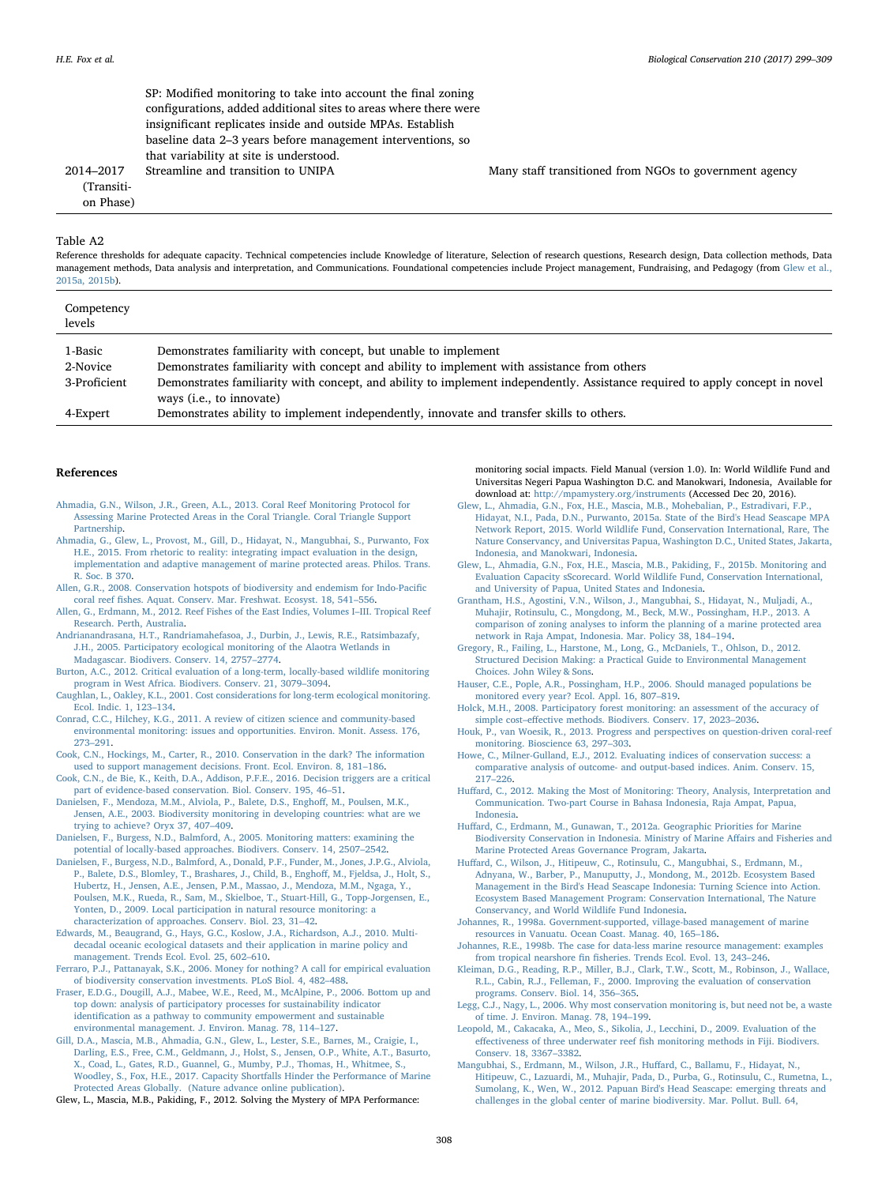| | | |
|---|---|---|
| | SP: Modified monitoring to take into account the final zoning configurations, added additional sites to areas where there were insignificant replicates inside and outside MPAs. Establish baseline data 2–3 years before management interventions, so that variability at site is understood. | |
| 2014–2017 (Transition Phase) | Streamline and transition to UNIPA | Many staff transitioned from NGOs to government agency |

Table A2
Reference thresholds for adequate capacity. Technical competencies include Knowledge of literature, Selection of research questions, Research design, Data collection methods, Data management methods, Data analysis and interpretation, and Communications. Foundational competencies include Project management, Fundraising, and Pedagogy (from Glew et al., 2015a, 2015b).

| Competency levels | |
|---|---|
| 1-Basic | Demonstrates familiarity with concept, but unable to implement |
| 2-Novice | Demonstrates familiarity with concept and ability to implement with assistance from others |
| 3-Proficient | Demonstrates familiarity with concept, and ability to implement independently. Assistance required to apply concept in novel ways (i.e., to innovate) |
| 4-Expert | Demonstrates ability to implement independently, innovate and transfer skills to others. |

## References

Ahmadia, G.N., Wilson, J.R., Green, A.L., 2013. Coral Reef Monitoring Protocol for Assessing Marine Protected Areas in the Coral Triangle. Coral Triangle Support Partnership.

Ahmadia, G., Glew, L., Provost, M., Gill, D., Hidayat, N., Mangubhai, S., Purwanto, Fox H.E., 2015. From rhetoric to reality: integrating impact evaluation in the design, implementation and adaptive management of marine protected areas. Philos. Trans. R. Soc. B 370.

Allen, G.R., 2008. Conservation hotspots of biodiversity and endemism for Indo-Pacific coral reef fishes. Aquat. Conserv. Mar. Freshwat. Ecosyst. 18, 541–556.

Allen, G., Erdmann, M., 2012. Reef Fishes of the East Indies, Volumes I–III. Tropical Reef Research. Perth, Australia.

Andrianandrasana, H.T., Randriamahefasoa, J., Durbin, J., Lewis, R.E., Ratsimbazafy, J.H., 2005. Participatory ecological monitoring of the Alaotra Wetlands in Madagascar. Biodivers. Conserv. 14, 2757–2774.

Burton, A.C., 2012. Critical evaluation of a long-term, locally-based wildlife monitoring program in West Africa. Biodivers. Conserv. 21, 3079–3094.

Caughlan, L., Oakley, K.L., 2001. Cost considerations for long-term ecological monitoring. Ecol. Indic. 1, 123–134.

Conrad, C.C., Hilchey, K.G., 2011. A review of citizen science and community-based environmental monitoring: issues and opportunities. Environ. Monit. Assess. 176, 273–291.

Cook, C.N., Hockings, M., Carter, R., 2010. Conservation in the dark? The information used to support management decisions. Front. Ecol. Environ. 8, 181–186.

Cook, C.N., de Bie, K., Keith, D.A., Addison, P.F.E., 2016. Decision triggers are a critical part of evidence-based conservation. Biol. Conserv. 195, 46–51.

Danielsen, F., Mendoza, M.M., Alviola, P., Balete, D.S., Enghoff, M., Poulsen, M.K., Jensen, A.E., 2003. Biodiversity monitoring in developing countries: what are we trying to achieve? Oryx 37, 407–409.

Danielsen, F., Burgess, N.D., Balmford, A., 2005. Monitoring matters: examining the potential of locally-based approaches. Biodivers. Conserv. 14, 2507–2542.

Danielsen, F., Burgess, N.D., Balmford, A., Donald, P.F., Funder, M., Jones, J.P.G., Alviola, P., Balete, D.S., Blomley, T., Brashares, J., Child, B., Enghoff, M., Fjeldsa, J., Holt, S., Hubertz, H., Jensen, A.E., Jensen, P.M., Massao, J., Mendoza, M.M., Ngaga, Y., Poulsen, M.K., Rueda, R., Sam, M., Skielboe, T., Stuart-Hill, G., Topp-Jorgensen, E., Yonten, D., 2009. Local participation in natural resource monitoring: a characterization of approaches. Conserv. Biol. 23, 31–42.

Edwards, M., Beaugrand, G., Hays, G.C., Koslow, J.A., Richardson, A.J., 2010. Multi-decadal oceanic ecological datasets and their application in marine policy and management. Trends Ecol. Evol. 25, 602–610.

Ferraro, P.J., Pattanayak, S.K., 2006. Money for nothing? A call for empirical evaluation of biodiversity conservation investments. PLoS Biol. 4, 482–488.

Fraser, E.D.G., Dougill, A.J., Mabee, W.E., Reed, M., McAlpine, P., 2006. Bottom up and top down: analysis of participatory processes for sustainability indicator identification as a pathway to community empowerment and sustainable environmental management. J. Environ. Manag. 78, 114–127.

Gill, D.A., Mascia, M.B., Ahmadia, G.N., Glew, L., Lester, S.E., Barnes, M., Craigie, I., Darling, E.S., Free, C.M., Geldmann, J., Holst, S., Jensen, O.P., White, A.T., Basurto, X., Coad, L., Gates, R.D., Guannel, G., Mumby, P.J., Thomas, H., Whitmee, S., Woodley, S., Fox, H.E., 2017. Capacity Shortfalls Hinder the Performance of Marine Protected Areas Globally. (Nature advance online publication).

Glew, L., Mascia, M.B., Pakiding, F., 2012. Solving the Mystery of MPA Performance: monitoring social impacts. Field Manual (version 1.0). In: World Wildlife Fund and Universitas Negeri Papua Washington D.C. and Manokwari, Indonesia, Available for download at: http://mpamystery.org/instruments (Accessed Dec 20, 2016).

Glew, L., Ahmadia, G.N., Fox, H.E., Mascia, M.B., Mohebalian, P., Estradivari, F.P., Hidayat, N.I., Pada, D.N., Purwanto, 2015a. State of the Bird's Head Seascape MPA Network Report, 2015. World Wildlife Fund, Conservation International, Rare, The Nature Conservancy, and Universitas Papua, Washington D.C., United States, Jakarta, Indonesia, and Manokwari, Indonesia.

Glew, L., Ahmadia, G.N., Fox, H.E., Mascia, M.B., Pakiding, F., 2015b. Monitoring and Evaluation Capacity sScorecard. World Wildlife Fund, Conservation International, and University of Papua, United States and Indonesia.

Grantham, H.S., Agostini, V.N., Wilson, J., Mangubhai, S., Hidayat, N., Muljadi, A., Muhajir, Rotinsulu, C., Mongdong, M., Beck, M.W., Possingham, H.P., 2013. A comparison of zoning analyses to inform the planning of a marine protected area network in Raja Ampat, Indonesia. Mar. Policy 38, 184–194.

Gregory, R., Failing, L., Harstone, M., Long, G., McDaniels, T., Ohlson, D., 2012. Structured Decision Making: a Practical Guide to Environmental Management Choices. John Wiley & Sons.

Hauser, C.E., Pople, A.R., Possingham, H.P., 2006. Should managed populations be monitored every year? Ecol. Appl. 16, 807–819.

Holck, M.H., 2008. Participatory forest monitoring: an assessment of the accuracy of simple cost–effective methods. Biodivers. Conserv. 17, 2023–2036.

Houk, P., van Woesik, R., 2013. Progress and perspectives on question-driven coral-reef monitoring. Bioscience 63, 297–303.

Howe, C., Milner-Gulland, E.J., 2012. Evaluating indices of conservation success: a comparative analysis of outcome- and output-based indices. Anim. Conserv. 15, 217–226.

Huffard, C., 2012. Making the Most of Monitoring: Theory, Analysis, Interpretation and Communication. Two-part Course in Bahasa Indonesia, Raja Ampat, Papua, Indonesia.

Huffard, C., Erdmann, M., Gunawan, T., 2012a. Geographic Priorities for Marine Biodiversity Conservation in Indonesia. Ministry of Marine Affairs and Fisheries and Marine Protected Areas Governance Program, Jakarta.

Huffard, C., Wilson, J., Hitipeuw, C., Rotinsulu, C., Mangubhai, S., Erdmann, M., Adnyana, W., Barber, P., Manuputty, J., Mondong, M., 2012b. Ecosystem Based Management in the Bird's Head Seascape Indonesia: Turning Science into Action. Ecosystem Based Management Program: Conservation International, The Nature Conservancy, and World Wildlife Fund Indonesia.

Johannes, R., 1998a. Government-supported, village-based management of marine resources in Vanuatu. Ocean Coast. Manag. 40, 165–186.

Johannes, R.E., 1998b. The case for data-less marine resource management: examples from tropical nearshore fin fisheries. Trends Ecol. Evol. 13, 243–246.

Kleiman, D.G., Reading, R.P., Miller, B.J., Clark, T.W., Scott, M., Robinson, J., Wallace, R.L., Cabin, R.J., Felleman, F., 2000. Improving the evaluation of conservation programs. Conserv. Biol. 14, 356–365.

Legg, C.J., Nagy, L., 2006. Why most conservation monitoring is, but need not be, a waste of time. J. Environ. Manag. 78, 194–199.

Leopold, M., Cakacaka, A., Meo, S., Sikolia, J., Lecchini, D., 2009. Evaluation of the effectiveness of three underwater reef fish monitoring methods in Fiji. Biodivers. Conserv. 18, 3367–3382.

Mangubhai, S., Erdmann, M., Wilson, J.R., Huffard, C., Ballamu, F., Hidayat, N., Hitipeuw, C., Lazuardi, M., Muhajir, Pada, D., Purba, G., Rotinsulu, C., Rumetna, L., Sumolang, K., Wen, W., 2012. Papuan Bird's Head Seascape: emerging threats and challenges in the global center of marine biodiversity. Mar. Pollut. Bull. 64,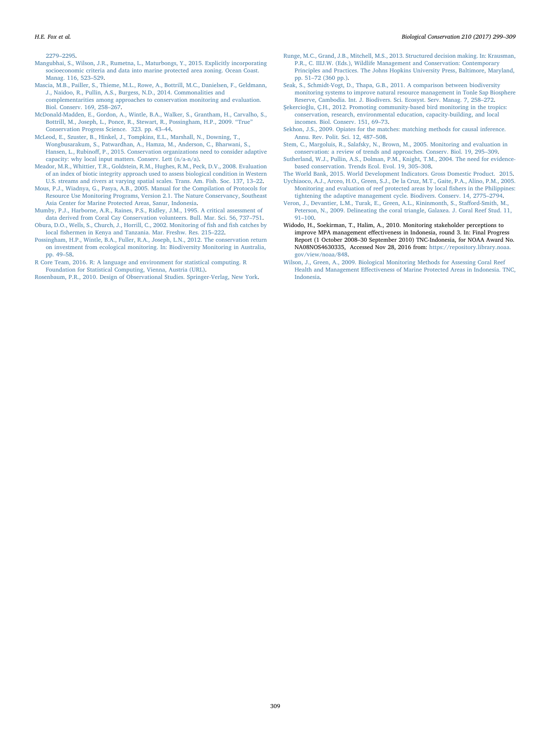2279–2295.

Mangubhai, S., Wilson, J.R., Rumetna, L., Maturbongs, Y., 2015. Explicitly incorporating socioeconomic criteria and data into marine protected area zoning. Ocean Coast. Manag. 116, 523–529.

Mascia, M.B., Pailler, S., Thieme, M.L., Rowe, A., Bottrill, M.C., Danielsen, F., Geldmann, J., Naidoo, R., Pullin, A.S., Burgess, N.D., 2014. Commonalities and complementarities among approaches to conservation monitoring and evaluation. Biol. Conserv. 169, 258–267.

McDonald-Madden, E., Gordon, A., Wintle, B.A., Walker, S., Grantham, H., Carvalho, S., Bottrill, M., Joseph, L., Ponce, R., Stewart, R., Possingham, H.P., 2009. "True" Conservation Progress Science. 323. pp. 43–44.

McLeod, E., Szuster, B., Hinkel, J., Tompkins, E.L., Marshall, N., Downing, T., Wongbusarakum, S., Patwardhan, A., Hamza, M., Anderson, C., Bharwani, S., Hansen, L., Rubinoff, P., 2015. Conservation organizations need to consider adaptive capacity: why local input matters. Conserv. Lett (n/a-n/a).

Meador, M.R., Whittier, T.R., Goldstein, R.M., Hughes, R.M., Peck, D.V., 2008. Evaluation of an index of biotic integrity approach used to assess biological condition in Western U.S. streams and rivers at varying spatial scales. Trans. Am. Fish. Soc. 137, 13–22.

Mous, P.J., Wiadnya, G., Pasya, A.B., 2005. Manual for the Compilation of Protocols for Resource Use Monitoring Programs, Version 2.1. The Nature Conservancy, Southeast Asia Center for Marine Protected Areas, Sanur, Indonesia.

Mumby, P.J., Harborne, A.R., Raines, P.S., Ridley, J.M., 1995. A critical assessment of data derived from Coral Cay Conservation volunteers. Bull. Mar. Sci. 56, 737–751.

Obura, D.O., Wells, S., Church, J., Horrill, C., 2002. Monitoring of fish and fish catches by local fishermen in Kenya and Tanzania. Mar. Freshw. Res. 215–222.

Possingham, H.P., Wintle, B.A., Fuller, R.A., Joseph, L.N., 2012. The conservation return on investment from ecological monitoring. In: Biodiversity Monitoring in Australia, pp. 49–58.

R Core Team, 2016. R: A language and environment for statistical computing. R Foundation for Statistical Computing, Vienna, Austria (URL).

Rosenbaum, P.R., 2010. Design of Observational Studies. Springer-Verlag, New York.

Runge, M.C., Grand, J.B., Mitchell, M.S., 2013. Structured decision making. In: Krausman, P.R., C. IIIJ.W. (Eds.), Wildlife Management and Conservation: Contemporary Principles and Practices. The Johns Hopkins University Press, Baltimore, Maryland, pp. 51–72 (360 pp.).

Seak, S., Schmidt-Vogt, D., Thapa, G.B., 2011. A comparison between biodiversity monitoring systems to improve natural resource management in Tonle Sap Biosphere Reserve, Cambodia. Int. J. Biodivers. Sci. Ecosyst. Serv. Manag. 7, 258–272.

Şekercioğlu, Ç.H., 2012. Promoting community-based bird monitoring in the tropics: conservation, research, environmental education, capacity-building, and local incomes. Biol. Conserv. 151, 69–73.

Sekhon, J.S., 2009. Opiates for the matches: matching methods for causal inference. Annu. Rev. Polit. Sci. 12, 487–508.

Stem, C., Margoluis, R., Salafsky, N., Brown, M., 2005. Monitoring and evaluation in conservation: a review of trends and approaches. Conserv. Biol. 19, 295–309.

Sutherland, W.J., Pullin, A.S., Dolman, P.M., Knight, T.M., 2004. The need for evidence-based conservation. Trends Ecol. Evol. 19, 305–308.

The World Bank, 2015. World Development Indicators. Gross Domestic Product. 2015.

Uychiaoco, A.J., Arceo, H.O., Green, S.J., De la Cruz, M.T., Gaite, P.A., Alino, P.M., 2005. Monitoring and evaluation of reef protected areas by local fishers in the Philippines: tightening the adaptive management cycle. Biodivers. Conserv. 14, 2775–2794.

Veron, J., Devantier, L.M., Turak, E., Green, A.L., Kininmonth, S., Stafford-Smith, M., Peterson, N., 2009. Delineating the coral triangle, Galaxea. J. Coral Reef Stud. 11, 91–100.

Widodo, H., Soekirman, T., Halim, A., 2010. Monitoring stakeholder perceptions to improve MPA management effectiveness in Indonesia, round 3. In: Final Progress Report (1 October 2008–30 September 2010) TNC-Indonesia, for NOAA Award No. NA08NOS4630335, Accessed Nov 28, 2016 from: https://repository.library.noaa.gov/view/noaa/848.

Wilson, J., Green, A., 2009. Biological Monitoring Methods for Assessing Coral Reef Health and Management Effectiveness of Marine Protected Areas in Indonesia. TNC, Indonesia.